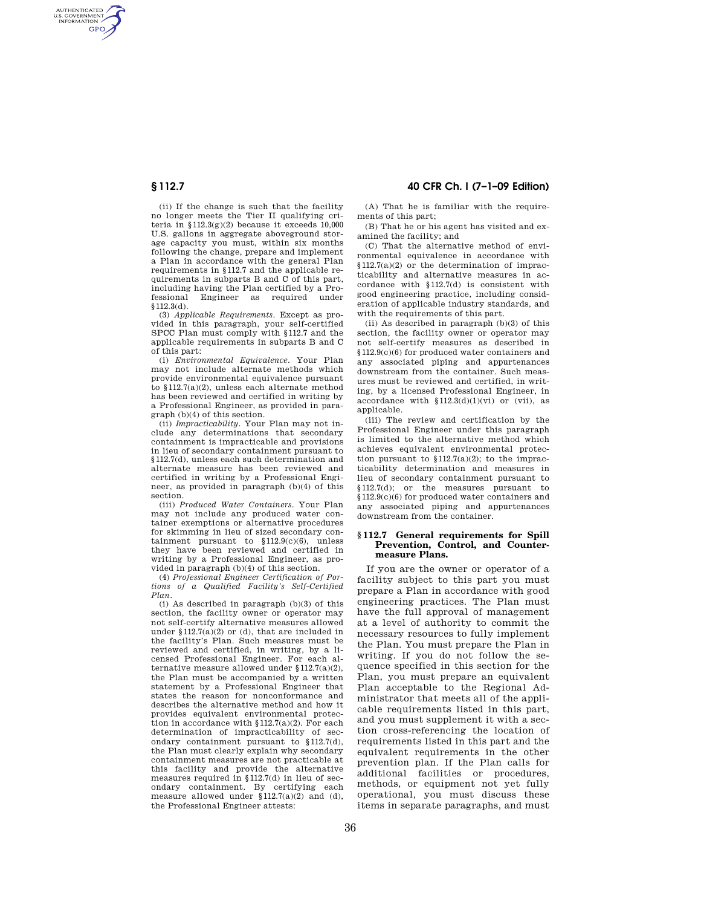(ii) If the change is such that the facility no longer meets the Tier II qualifying criteria in §112.3(g)(2) because it exceeds 10,000 U.S. gallons in aggregate aboveground storage capacity you must, within six months following the change, prepare and implement a Plan in accordance with the general Plan requirements in §112.7 and the applicable requirements in subparts B and C of this part, including having the Plan certified by a Professional Engineer as required under §112.3(d).

(3) *Applicable Requirements.* Except as provided in this paragraph, your self-certified SPCC Plan must comply with §112.7 and the applicable requirements in subparts B and C of this part:

(i) *Environmental Equivalence.* Your Plan may not include alternate methods which provide environmental equivalence pursuant to §112.7(a)(2), unless each alternate method has been reviewed and certified in writing by a Professional Engineer, as provided in paragraph (b)(4) of this section.

(ii) *Impracticability.* Your Plan may not include any determinations that secondary containment is impracticable and provisions in lieu of secondary containment pursuant to §112.7(d), unless each such determination and alternate measure has been reviewed and certified in writing by a Professional Engineer, as provided in paragraph (b)(4) of this section.

(iii) *Produced Water Containers.* Your Plan may not include any produced water container exemptions or alternative procedures for skimming in lieu of sized secondary containment pursuant to §112.9(c)(6), unless they have been reviewed and certified in writing by a Professional Engineer, as provided in paragraph (b)(4) of this section.

(4) *Professional Engineer Certification of Portions of a Qualified Facility's Self-Certified Plan.*

(i) As described in paragraph (b)(3) of this section, the facility owner or operator may not self-certify alternative measures allowed under §112.7(a)(2) or (d), that are included in the facility's Plan. Such measures must be reviewed and certified, in writing, by a licensed Professional Engineer. For each alternative measure allowed under §112.7(a)(2), the Plan must be accompanied by a written statement by a Professional Engineer that states the reason for nonconformance and describes the alternative method and how it provides equivalent environmental protection in accordance with §112.7(a)(2). For each determination of impracticability of secondary containment pursuant to §112.7(d), the Plan must clearly explain why secondary containment measures are not practicable at this facility and provide the alternative measures required in §112.7(d) in lieu of secondary containment. By certifying each measure allowed under §112.7(a)(2) and (d), the Professional Engineer attests:

(A) That he is familiar with the requirements of this part;

(B) That he or his agent has visited and examined the facility; and

(C) That the alternative method of environmental equivalence in accordance with §112.7(a)(2) or the determination of impracticability and alternative measures in accordance with §112.7(d) is consistent with good engineering practice, including consideration of applicable industry standards, and with the requirements of this part.

(ii) As described in paragraph (b)(3) of this section, the facility owner or operator may not self-certify measures as described in §112.9(c)(6) for produced water containers and any associated piping and appurtenances downstream from the container. Such measures must be reviewed and certified, in writing, by a licensed Professional Engineer, in accordance with §112.3(d)(1)(vi) or (vii), as applicable.

(iii) The review and certification by the Professional Engineer under this paragraph is limited to the alternative method which achieves equivalent environmental protection pursuant to §112.7(a)(2); to the impracticability determination and measures in lieu of secondary containment pursuant to §112.7(d); or the measures pursuant to §112.9(c)(6) for produced water containers and any associated piping and appurtenances downstream from the container.

## §112.7 General requirements for Spill Prevention, Control, and Countermeasure Plans.

If you are the owner or operator of a facility subject to this part you must prepare a Plan in accordance with good engineering practices. The Plan must have the full approval of management at a level of authority to commit the necessary resources to fully implement the Plan. You must prepare the Plan in writing. If you do not follow the sequence specified in this section for the Plan, you must prepare an equivalent Plan acceptable to the Regional Administrator that meets all of the applicable requirements listed in this part, and you must supplement it with a section cross-referencing the location of requirements listed in this part and the equivalent requirements in the other prevention plan. If the Plan calls for additional facilities or procedures, methods, or equipment not yet fully operational, you must discuss these items in separate paragraphs, and must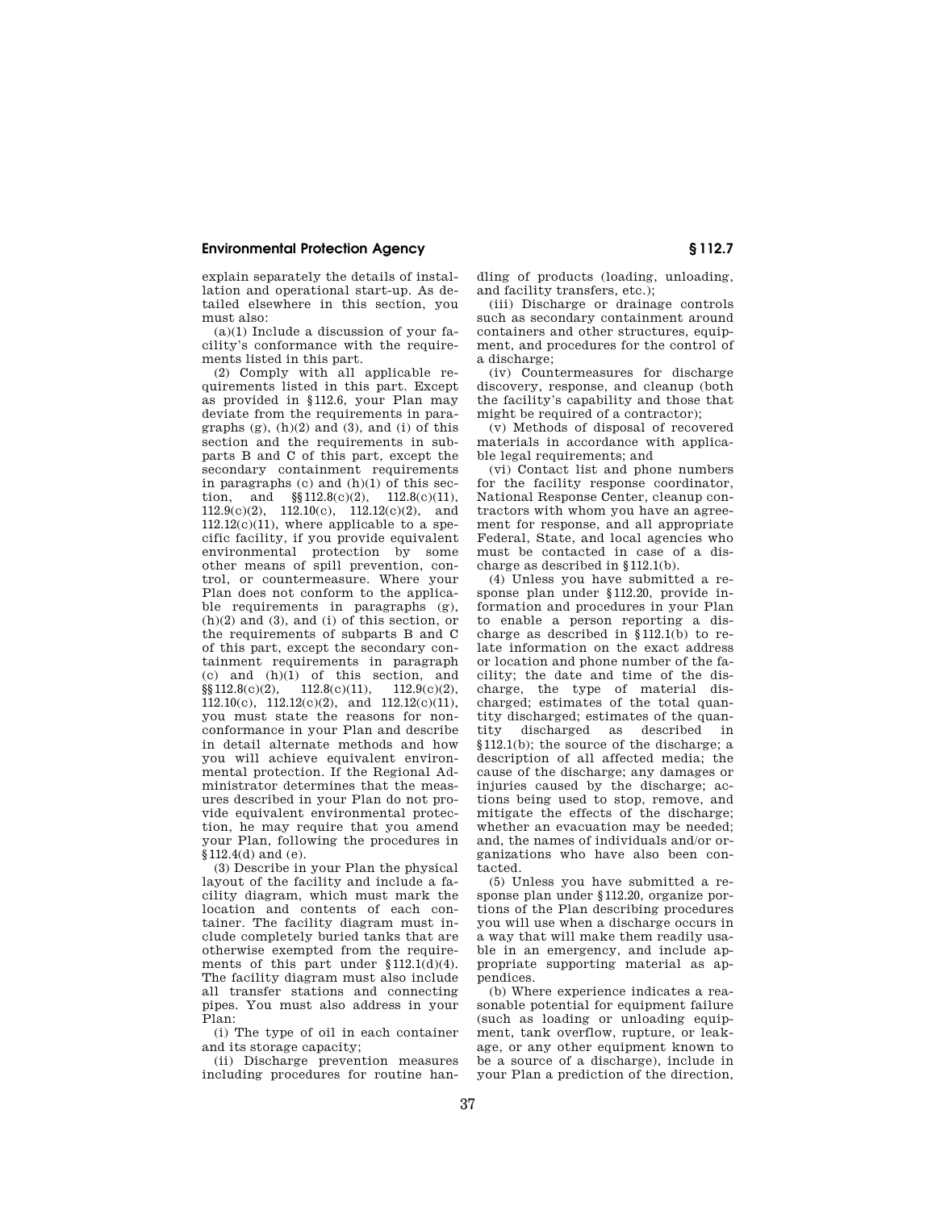explain separately the details of installation and operational start-up. As detailed elsewhere in this section, you must also:

(a)(1) Include a discussion of your facility's conformance with the requirements listed in this part.

(2) Comply with all applicable requirements listed in this part. Except as provided in §112.6, your Plan may deviate from the requirements in paragraphs (g), (h)(2) and (3), and (i) of this section and the requirements in subparts B and C of this part, except the secondary containment requirements in paragraphs (c) and (h)(1) of this section, and §§112.8(c)(2), 112.8(c)(11), 112.9(c)(2), 112.10(c), 112.12(c)(2), and 112.12(c)(11), where applicable to a specific facility, if you provide equivalent environmental protection by some other means of spill prevention, control, or countermeasure. Where your Plan does not conform to the applicable requirements in paragraphs (g), (h)(2) and (3), and (i) of this section, or the requirements of subparts B and C of this part, except the secondary containment requirements in paragraph (c) and (h)(1) of this section, and §§112.8(c)(2), 112.8(c)(11), 112.9(c)(2), 112.10(c), 112.12(c)(2), and 112.12(c)(11), you must state the reasons for nonconformance in your Plan and describe in detail alternate methods and how you will achieve equivalent environmental protection. If the Regional Administrator determines that the measures described in your Plan do not provide equivalent environmental protection, he may require that you amend your Plan, following the procedures in §112.4(d) and (e).

(3) Describe in your Plan the physical layout of the facility and include a facility diagram, which must mark the location and contents of each container. The facility diagram must include completely buried tanks that are otherwise exempted from the requirements of this part under §112.1(d)(4). The facility diagram must also include all transfer stations and connecting pipes. You must also address in your Plan:

(i) The type of oil in each container and its storage capacity;

(ii) Discharge prevention measures including procedures for routine handling of products (loading, unloading, and facility transfers, etc.);

(iii) Discharge or drainage controls such as secondary containment around containers and other structures, equipment, and procedures for the control of a discharge;

(iv) Countermeasures for discharge discovery, response, and cleanup (both the facility's capability and those that might be required of a contractor);

(v) Methods of disposal of recovered materials in accordance with applicable legal requirements; and

(vi) Contact list and phone numbers for the facility response coordinator, National Response Center, cleanup contractors with whom you have an agreement for response, and all appropriate Federal, State, and local agencies who must be contacted in case of a discharge as described in §112.1(b).

(4) Unless you have submitted a response plan under §112.20, provide information and procedures in your Plan to enable a person reporting a discharge as described in §112.1(b) to relate information on the exact address or location and phone number of the facility; the date and time of the discharge, the type of material discharged; estimates of the total quantity discharged; estimates of the quantity discharged as described in §112.1(b); the source of the discharge; a description of all affected media; the cause of the discharge; any damages or injuries caused by the discharge; actions being used to stop, remove, and mitigate the effects of the discharge; whether an evacuation may be needed; and, the names of individuals and/or organizations who have also been contacted.

(5) Unless you have submitted a response plan under §112.20, organize portions of the Plan describing procedures you will use when a discharge occurs in a way that will make them readily usable in an emergency, and include appropriate supporting material as appendices.

(b) Where experience indicates a reasonable potential for equipment failure (such as loading or unloading equipment, tank overflow, rupture, or leakage, or any other equipment known to be a source of a discharge), include in your Plan a prediction of the direction,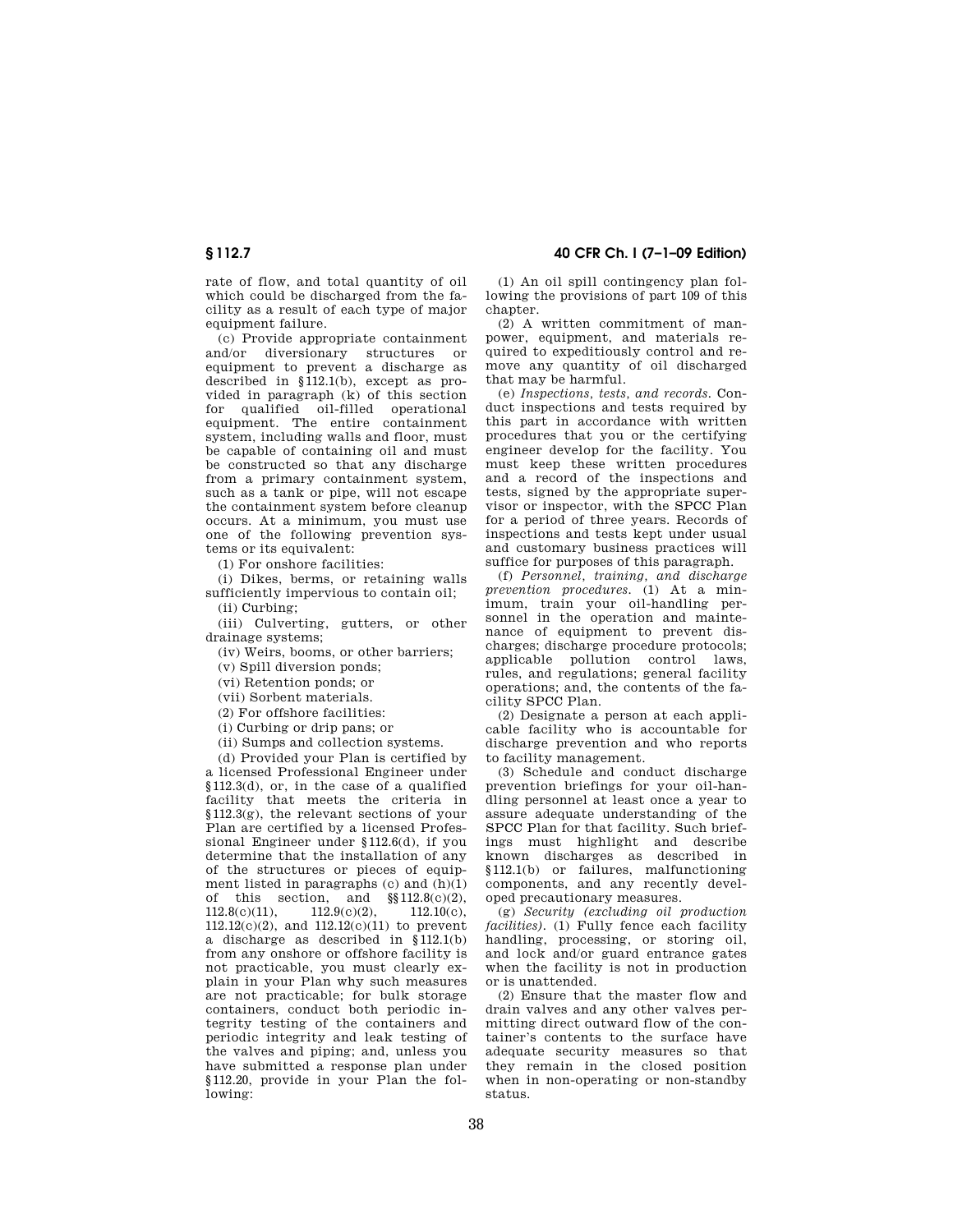rate of flow, and total quantity of oil which could be discharged from the facility as a result of each type of major equipment failure.

(c) Provide appropriate containment and/or diversionary structures or equipment to prevent a discharge as described in §112.1(b), except as provided in paragraph (k) of this section for qualified oil-filled operational equipment. The entire containment system, including walls and floor, must be capable of containing oil and must be constructed so that any discharge from a primary containment system, such as a tank or pipe, will not escape the containment system before cleanup occurs. At a minimum, you must use one of the following prevention systems or its equivalent:

(1) For onshore facilities:

(i) Dikes, berms, or retaining walls sufficiently impervious to contain oil;

(ii) Curbing;

(iii) Culverting, gutters, or other drainage systems;

(iv) Weirs, booms, or other barriers;

(v) Spill diversion ponds;

(vi) Retention ponds; or

(vii) Sorbent materials.

(2) For offshore facilities:

(i) Curbing or drip pans; or

(ii) Sumps and collection systems.

(d) Provided your Plan is certified by a licensed Professional Engineer under §112.3(d), or, in the case of a qualified facility that meets the criteria in §112.3(g), the relevant sections of your Plan are certified by a licensed Professional Engineer under §112.6(d), if you determine that the installation of any of the structures or pieces of equipment listed in paragraphs (c) and (h)(1) of this section, and §§112.8(c)(2), 112.8(c)(11), 112.9(c)(2), 112.10(c), 112.12(c)(2), and 112.12(c)(11) to prevent a discharge as described in §112.1(b) from any onshore or offshore facility is not practicable, you must clearly explain in your Plan why such measures are not practicable; for bulk storage containers, conduct both periodic integrity testing of the containers and periodic integrity and leak testing of the valves and piping; and, unless you have submitted a response plan under §112.20, provide in your Plan the following:

(1) An oil spill contingency plan following the provisions of part 109 of this chapter.

(2) A written commitment of manpower, equipment, and materials required to expeditiously control and remove any quantity of oil discharged that may be harmful.

(e) *Inspections, tests, and records.* Conduct inspections and tests required by this part in accordance with written procedures that you or the certifying engineer develop for the facility. You must keep these written procedures and a record of the inspections and tests, signed by the appropriate supervisor or inspector, with the SPCC Plan for a period of three years. Records of inspections and tests kept under usual and customary business practices will suffice for purposes of this paragraph.

(f) *Personnel, training, and discharge prevention procedures.* (1) At a minimum, train your oil-handling personnel in the operation and maintenance of equipment to prevent discharges; discharge procedure protocols; applicable pollution control laws, rules, and regulations; general facility operations; and, the contents of the facility SPCC Plan.

(2) Designate a person at each applicable facility who is accountable for discharge prevention and who reports to facility management.

(3) Schedule and conduct discharge prevention briefings for your oil-handling personnel at least once a year to assure adequate understanding of the SPCC Plan for that facility. Such briefings must highlight and describe known discharges as described in §112.1(b) or failures, malfunctioning components, and any recently developed precautionary measures.

(g) *Security (excluding oil production facilities).* (1) Fully fence each facility handling, processing, or storing oil, and lock and/or guard entrance gates when the facility is not in production or is unattended.

(2) Ensure that the master flow and drain valves and any other valves permitting direct outward flow of the container's contents to the surface have adequate security measures so that they remain in the closed position when in non-operating or non-standby status.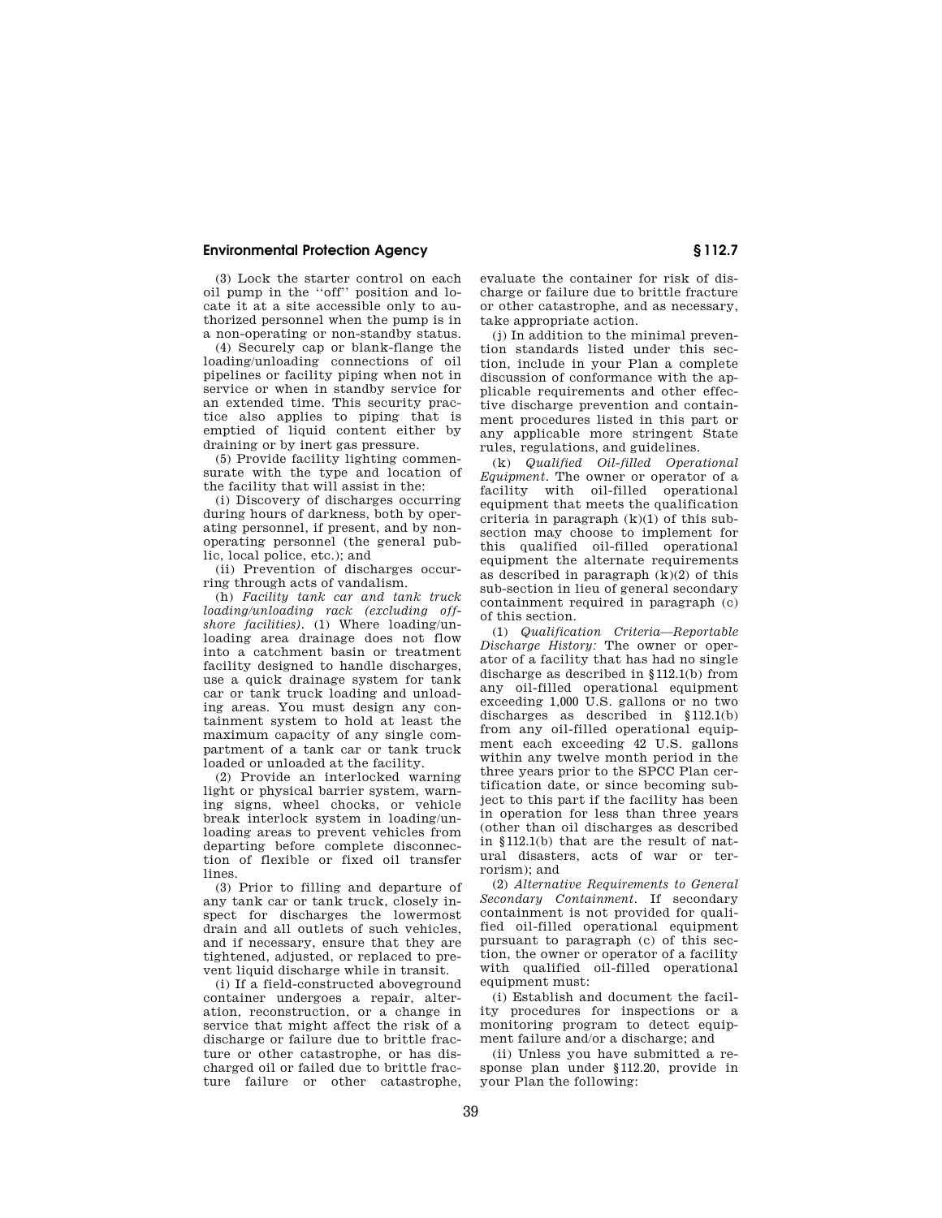(3) Lock the starter control on each oil pump in the "off" position and locate it at a site accessible only to authorized personnel when the pump is in a non-operating or non-standby status.

(4) Securely cap or blank-flange the loading/unloading connections of oil pipelines or facility piping when not in service or when in standby service for an extended time. This security practice also applies to piping that is emptied of liquid content either by draining or by inert gas pressure.

(5) Provide facility lighting commensurate with the type and location of the facility that will assist in the:

(i) Discovery of discharges occurring during hours of darkness, both by operating personnel, if present, and by non-operating personnel (the general public, local police, etc.); and

(ii) Prevention of discharges occurring through acts of vandalism.

(h) *Facility tank car and tank truck loading/unloading rack (excluding offshore facilities).* (1) Where loading/unloading area drainage does not flow into a catchment basin or treatment facility designed to handle discharges, use a quick drainage system for tank car or tank truck loading and unloading areas. You must design any containment system to hold at least the maximum capacity of any single compartment of a tank car or tank truck loaded or unloaded at the facility.

(2) Provide an interlocked warning light or physical barrier system, warning signs, wheel chocks, or vehicle break interlock system in loading/unloading areas to prevent vehicles from departing before complete disconnection of flexible or fixed oil transfer lines.

(3) Prior to filling and departure of any tank car or tank truck, closely inspect for discharges the lowermost drain and all outlets of such vehicles, and if necessary, ensure that they are tightened, adjusted, or replaced to prevent liquid discharge while in transit.

(i) If a field-constructed aboveground container undergoes a repair, alteration, reconstruction, or a change in service that might affect the risk of a discharge or failure due to brittle fracture or other catastrophe, or has discharged oil or failed due to brittle fracture failure or other catastrophe, evaluate the container for risk of discharge or failure due to brittle fracture or other catastrophe, and as necessary, take appropriate action.

(j) In addition to the minimal prevention standards listed under this section, include in your Plan a complete discussion of conformance with the applicable requirements and other effective discharge prevention and containment procedures listed in this part or any applicable more stringent State rules, regulations, and guidelines.

(k) *Qualified Oil-filled Operational Equipment.* The owner or operator of a facility with oil-filled operational equipment that meets the qualification criteria in paragraph (k)(1) of this sub-section may choose to implement for this qualified oil-filled operational equipment the alternate requirements as described in paragraph (k)(2) of this sub-section in lieu of general secondary containment required in paragraph (c) of this section.

(1) *Qualification Criteria—Reportable Discharge History:* The owner or operator of a facility that has had no single discharge as described in §112.1(b) from any oil-filled operational equipment exceeding 1,000 U.S. gallons or no two discharges as described in §112.1(b) from any oil-filled operational equipment each exceeding 42 U.S. gallons within any twelve month period in the three years prior to the SPCC Plan certification date, or since becoming subject to this part if the facility has been in operation for less than three years (other than oil discharges as described in §112.1(b) that are the result of natural disasters, acts of war or terrorism); and

(2) *Alternative Requirements to General Secondary Containment.* If secondary containment is not provided for qualified oil-filled operational equipment pursuant to paragraph (c) of this section, the owner or operator of a facility with qualified oil-filled operational equipment must:

(i) Establish and document the facility procedures for inspections or a monitoring program to detect equipment failure and/or a discharge; and

(ii) Unless you have submitted a response plan under §112.20, provide in your Plan the following: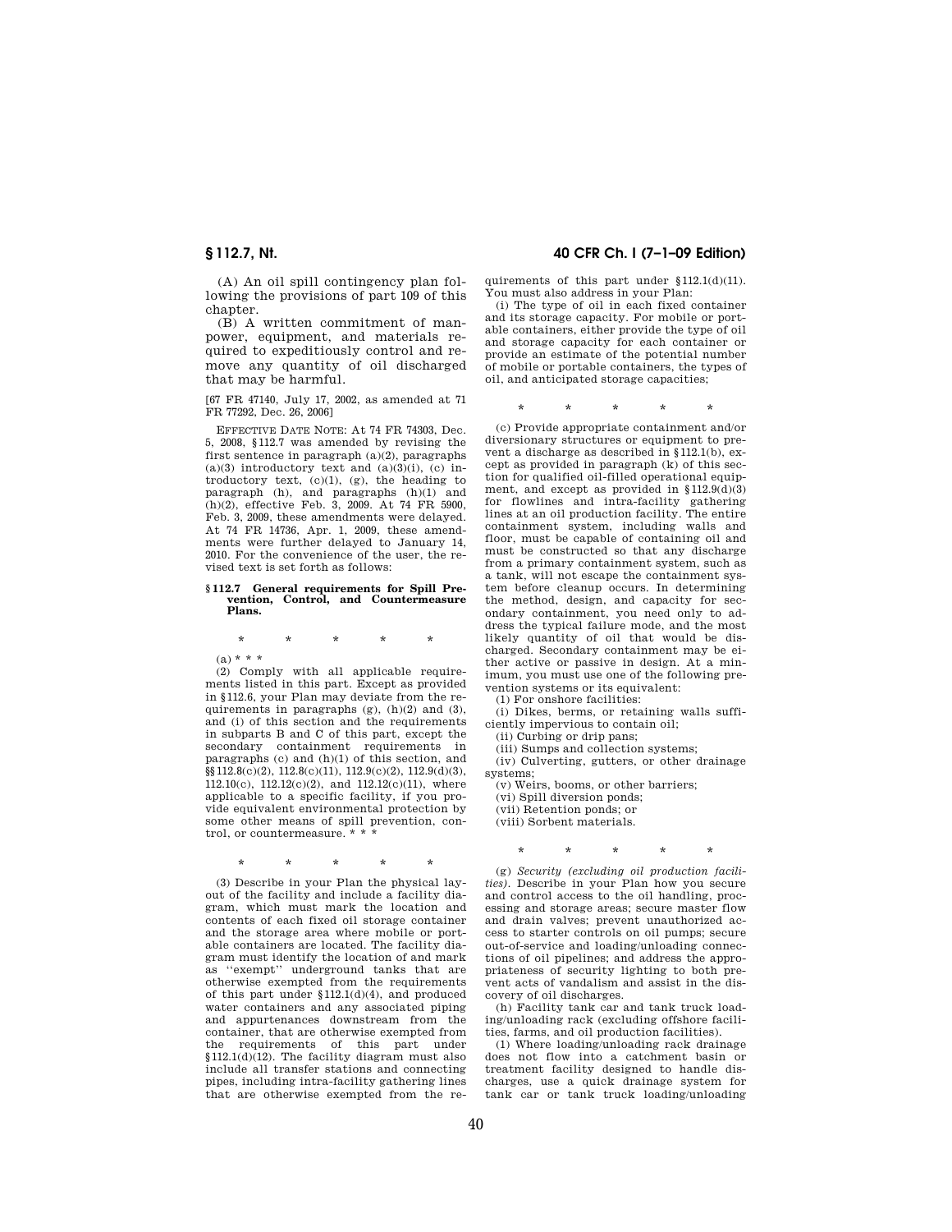(A) An oil spill contingency plan following the provisions of part 109 of this chapter.

(B) A written commitment of manpower, equipment, and materials required to expeditiously control and remove any quantity of oil discharged that may be harmful.

[67 FR 47140, July 17, 2002, as amended at 71 FR 77292, Dec. 26, 2006]

EFFECTIVE DATE NOTE: At 74 FR 74303, Dec. 5, 2008, §112.7 was amended by revising the first sentence in paragraph (a)(2), paragraphs (a)(3) introductory text and (a)(3)(i), (c) introductory text, (c)(1), (g), the heading to paragraph (h), and paragraphs (h)(1) and (h)(2), effective Feb. 3, 2009. At 74 FR 5900, Feb. 3, 2009, these amendments were delayed. At 74 FR 14736, Apr. 1, 2009, these amendments were further delayed to January 14, 2010. For the convenience of the user, the revised text is set forth as follows:

**§112.7 General requirements for Spill Prevention, Control, and Countermeasure Plans.**

\* \* \* \* \*

(a) \* \* \*

(2) Comply with all applicable requirements listed in this part. Except as provided in §112.6, your Plan may deviate from the requirements in paragraphs (g), (h)(2) and (3), and (i) of this section and the requirements in subparts B and C of this part, except the secondary containment requirements in paragraphs (c) and (h)(1) of this section, and §§112.8(c)(2), 112.8(c)(11), 112.9(c)(2), 112.9(d)(3), 112.10(c), 112.12(c)(2), and 112.12(c)(11), where applicable to a specific facility, if you provide equivalent environmental protection by some other means of spill prevention, control, or countermeasure. \* \* \*

\* \* \* \* \*

(3) Describe in your Plan the physical layout of the facility and include a facility diagram, which must mark the location and contents of each fixed oil storage container and the storage area where mobile or portable containers are located. The facility diagram must identify the location of and mark as "exempt" underground tanks that are otherwise exempted from the requirements of this part under §112.1(d)(4), and produced water containers and any associated piping and appurtenances downstream from the container, that are otherwise exempted from the requirements of this part under §112.1(d)(12). The facility diagram must also include all transfer stations and connecting pipes, including intra-facility gathering lines that are otherwise exempted from the requirements of this part under §112.1(d)(11). You must also address in your Plan:

(i) The type of oil in each fixed container and its storage capacity. For mobile or portable containers, either provide the type of oil and storage capacity for each container or provide an estimate of the potential number of mobile or portable containers, the types of oil, and anticipated storage capacities;

\* \* \* \* \*

(c) Provide appropriate containment and/or diversionary structures or equipment to prevent a discharge as described in §112.1(b), except as provided in paragraph (k) of this section for qualified oil-filled operational equipment, and except as provided in §112.9(d)(3) for flowlines and intra-facility gathering lines at an oil production facility. The entire containment system, including walls and floor, must be capable of containing oil and must be constructed so that any discharge from a primary containment system, such as a tank, will not escape the containment system before cleanup occurs. In determining the method, design, and capacity for secondary containment, you need only to address the typical failure mode, and the most likely quantity of oil that would be discharged. Secondary containment may be either active or passive in design. At a minimum, you must use one of the following prevention systems or its equivalent:

(1) For onshore facilities:

(i) Dikes, berms, or retaining walls sufficiently impervious to contain oil;

(ii) Curbing or drip pans;

(iii) Sumps and collection systems;

(iv) Culverting, gutters, or other drainage systems;

(v) Weirs, booms, or other barriers;

(vi) Spill diversion ponds;

(vii) Retention ponds; or

(viii) Sorbent materials.

\* \* \* \* \*

(g) *Security (excluding oil production facilities).* Describe in your Plan how you secure and control access to the oil handling, processing and storage areas; secure master flow and drain valves; prevent unauthorized access to starter controls on oil pumps; secure out-of-service and loading/unloading connections of oil pipelines; and address the appropriateness of security lighting to both prevent acts of vandalism and assist in the discovery of oil discharges.

(h) Facility tank car and tank truck loading/unloading rack (excluding offshore facilities, farms, and oil production facilities).

(1) Where loading/unloading rack drainage does not flow into a catchment basin or treatment facility designed to handle discharges, use a quick drainage system for tank car or tank truck loading/unloading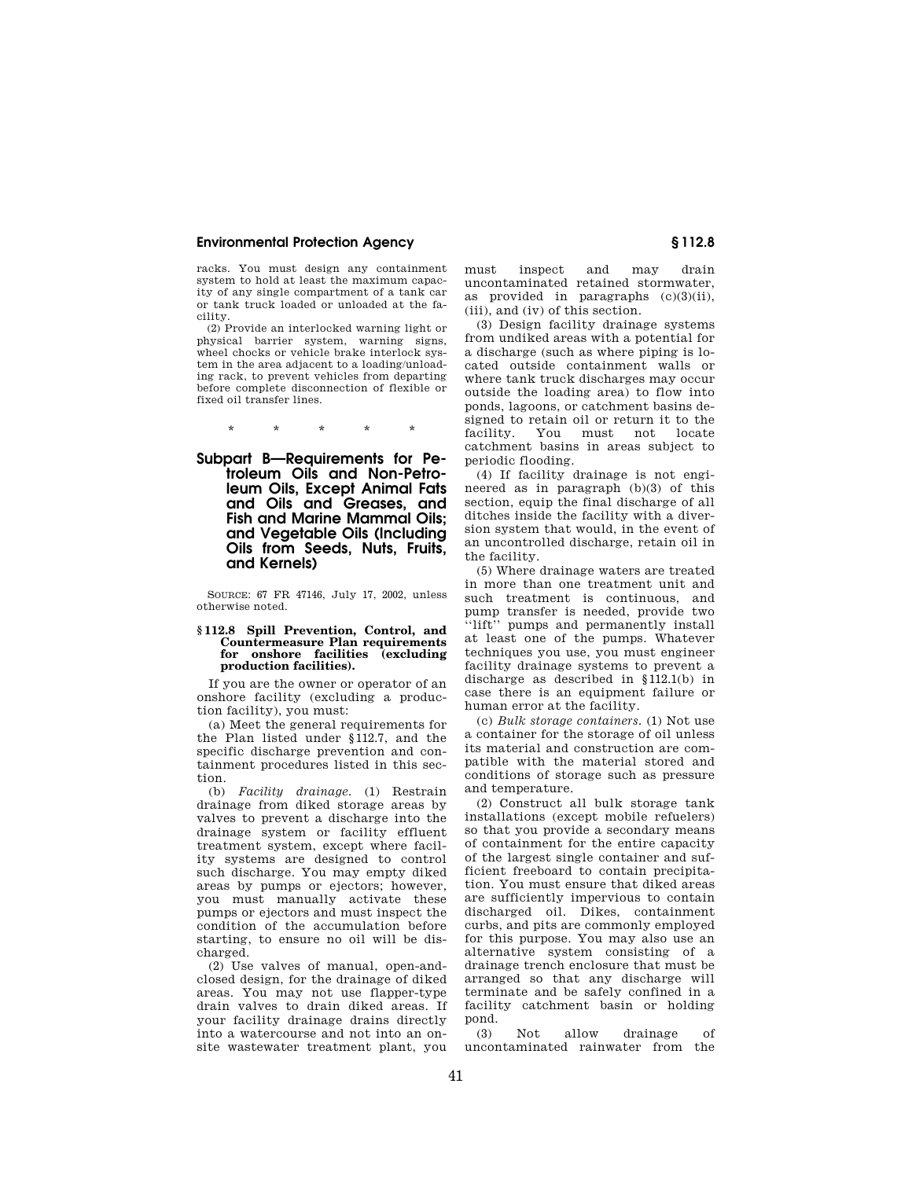racks. You must design any containment system to hold at least the maximum capacity of any single compartment of a tank car or tank truck loaded or unloaded at the facility.

(2) Provide an interlocked warning light or physical barrier system, warning signs, wheel chocks or vehicle brake interlock system in the area adjacent to a loading/unloading rack, to prevent vehicles from departing before complete disconnection of flexible or fixed oil transfer lines.

\* \* \* \* \*

## Subpart B—Requirements for Petroleum Oils and Non-Petroleum Oils, Except Animal Fats and Oils and Greases, and Fish and Marine Mammal Oils; and Vegetable Oils (Including Oils from Seeds, Nuts, Fruits, and Kernels)

SOURCE: 67 FR 47146, July 17, 2002, unless otherwise noted.

### § 112.8 Spill Prevention, Control, and Countermeasure Plan requirements for onshore facilities (excluding production facilities).

If you are the owner or operator of an onshore facility (excluding a production facility), you must:

(a) Meet the general requirements for the Plan listed under §112.7, and the specific discharge prevention and containment procedures listed in this section.

(b) *Facility drainage.* (1) Restrain drainage from diked storage areas by valves to prevent a discharge into the drainage system or facility effluent treatment system, except where facility systems are designed to control such discharge. You may empty diked areas by pumps or ejectors; however, you must manually activate these pumps or ejectors and must inspect the condition of the accumulation before starting, to ensure no oil will be discharged.

(2) Use valves of manual, open-and-closed design, for the drainage of diked areas. You may not use flapper-type drain valves to drain diked areas. If your facility drainage drains directly into a watercourse and not into an onsite wastewater treatment plant, you must inspect and may drain uncontaminated retained stormwater, as provided in paragraphs (c)(3)(ii), (iii), and (iv) of this section.

(3) Design facility drainage systems from undiked areas with a potential for a discharge (such as where piping is located outside containment walls or where tank truck discharges may occur outside the loading area) to flow into ponds, lagoons, or catchment basins designed to retain oil or return it to the facility. You must not locate catchment basins in areas subject to periodic flooding.

(4) If facility drainage is not engineered as in paragraph (b)(3) of this section, equip the final discharge of all ditches inside the facility with a diversion system that would, in the event of an uncontrolled discharge, retain oil in the facility.

(5) Where drainage waters are treated in more than one treatment unit and such treatment is continuous, and pump transfer is needed, provide two "lift" pumps and permanently install at least one of the pumps. Whatever techniques you use, you must engineer facility drainage systems to prevent a discharge as described in §112.1(b) in case there is an equipment failure or human error at the facility.

(c) *Bulk storage containers.* (1) Not use a container for the storage of oil unless its material and construction are compatible with the material stored and conditions of storage such as pressure and temperature.

(2) Construct all bulk storage tank installations (except mobile refuelers) so that you provide a secondary means of containment for the entire capacity of the largest single container and sufficient freeboard to contain precipitation. You must ensure that diked areas are sufficiently impervious to contain discharged oil. Dikes, containment curbs, and pits are commonly employed for this purpose. You may also use an alternative system consisting of a drainage trench enclosure that must be arranged so that any discharge will terminate and be safely confined in a facility catchment basin or holding pond.

(3) Not allow drainage of uncontaminated rainwater from the